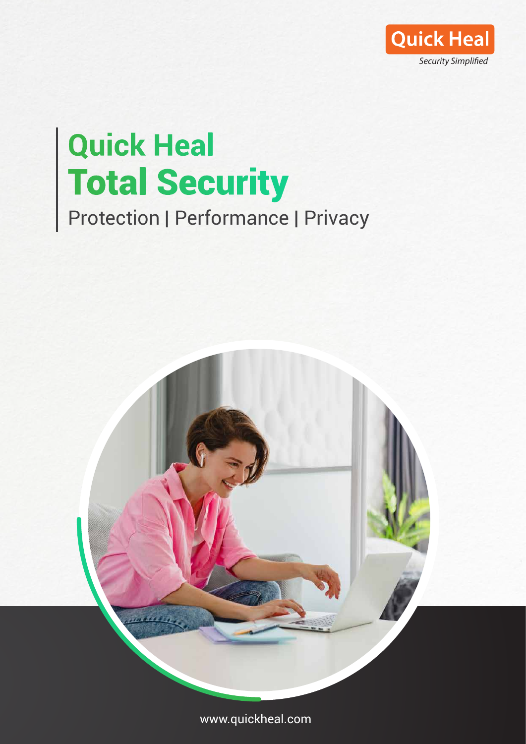Quick Heal

*Security Simplified*

# Quick Heal Total Security

Protection | Performance | Privacy

www.quickheal.com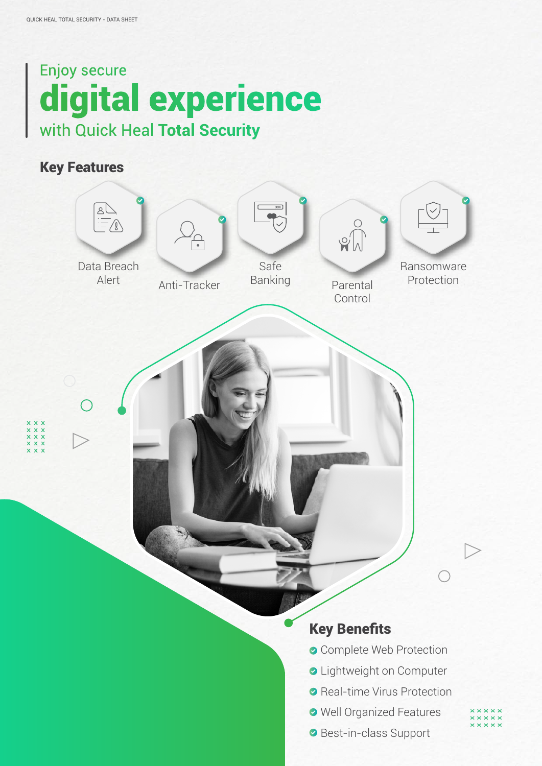# Enjoy secure **digital experience** with Quick Heal **Total Security**

## Key Features

- Data Breach Alert
- Anti-Tracker
- Safe Banking
- Parental Control
- Ransomware Protection

## Key Benefits

- Complete Web Protection
- Lightweight on Computer
- Real-time Virus Protection
- Well Organized Features
- Best-in-class Support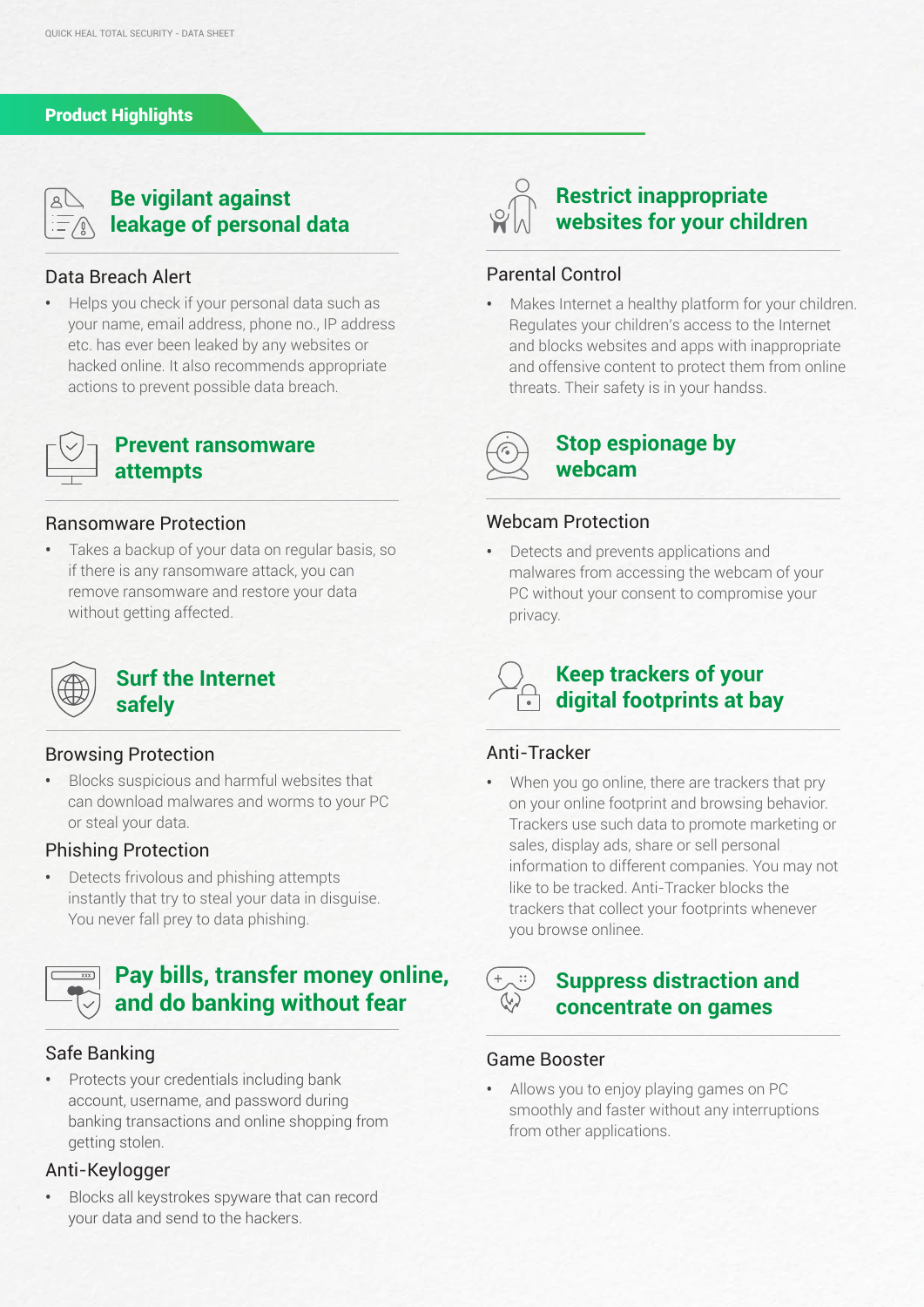## Product Highlights

### Be vigilant against leakage of personal data

#### Data Breach Alert

- Helps you check if your personal data such as your name, email address, phone no., IP address etc. has ever been leaked by any websites or hacked online. It also recommends appropriate actions to prevent possible data breach.

### Prevent ransomware attempts

#### Ransomware Protection

- Takes a backup of your data on regular basis, so if there is any ransomware attack, you can remove ransomware and restore your data without getting affected.

### Surf the Internet safely

#### Browsing Protection

- Blocks suspicious and harmful websites that can download malwares and worms to your PC or steal your data.

#### Phishing Protection

- Detects frivolous and phishing attempts instantly that try to steal your data in disguise. You never fall prey to data phishing.

### Pay bills, transfer money online, and do banking without fear

#### Safe Banking

- Protects your credentials including bank account, username, and password during banking transactions and online shopping from getting stolen.

#### Anti-Keylogger

- Blocks all keystrokes spyware that can record your data and send to the hackers.

### Restrict inappropriate websites for your children

#### Parental Control

- Makes Internet a healthy platform for your children. Regulates your children's access to the Internet and blocks websites and apps with inappropriate and offensive content to protect them from online threats. Their safety is in your handss.

### Stop espionage by webcam

#### Webcam Protection

- Detects and prevents applications and malwares from accessing the webcam of your PC without your consent to compromise your privacy.

### Keep trackers of your digital footprints at bay

#### Anti-Tracker

- When you go online, there are trackers that pry on your online footprint and browsing behavior. Trackers use such data to promote marketing or sales, display ads, share or sell personal information to different companies. You may not like to be tracked. Anti-Tracker blocks the trackers that collect your footprints whenever you browse onlinee.

### Suppress distraction and concentrate on games

#### Game Booster

- Allows you to enjoy playing games on PC smoothly and faster without any interruptions from other applications.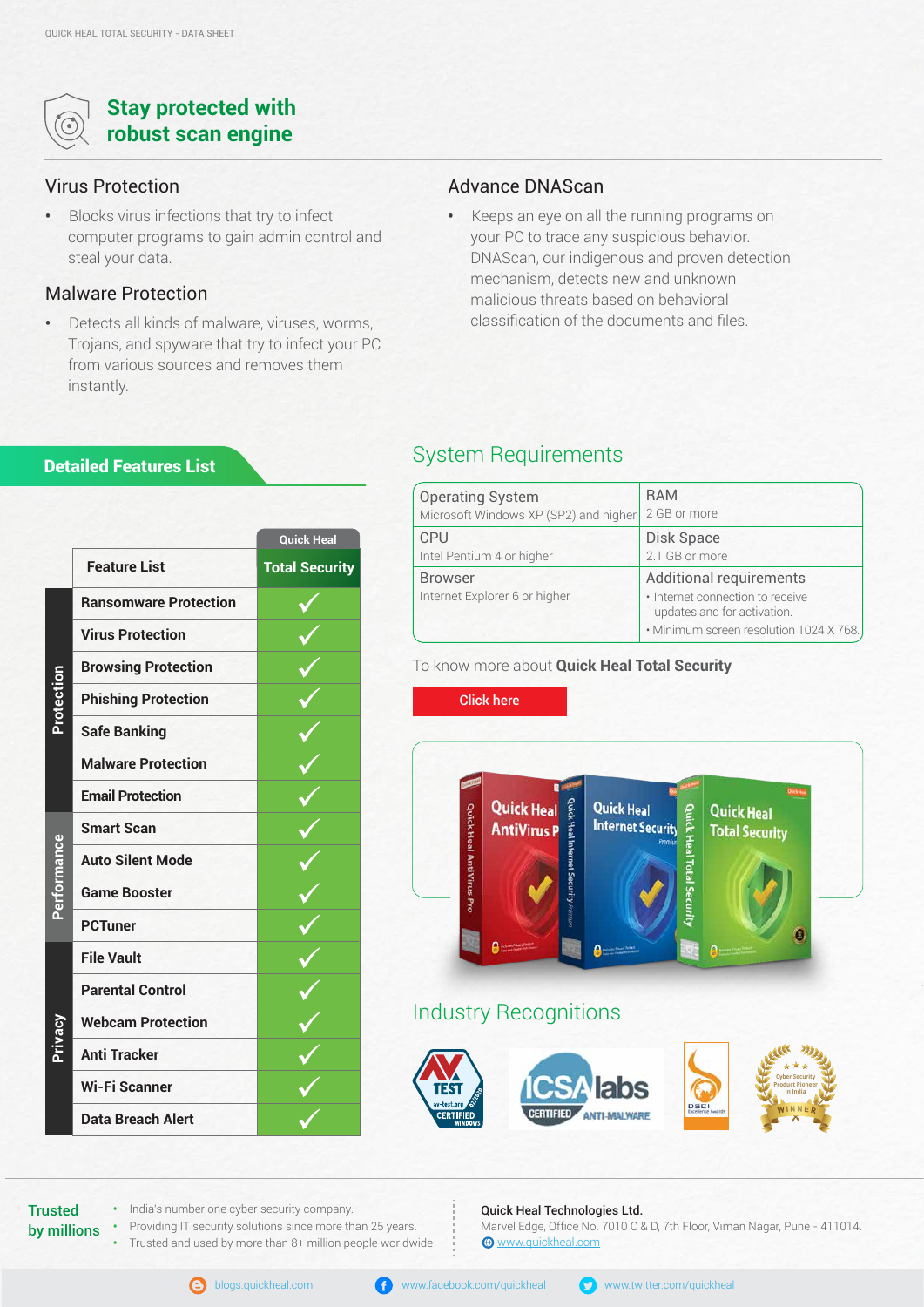## Stay protected with robust scan engine

### Virus Protection

- Blocks virus infections that try to infect computer programs to gain admin control and steal your data.

### Malware Protection

- Detects all kinds of malware, viruses, worms, Trojans, and spyware that try to infect your PC from various sources and removes them instantly.

### Advance DNAScan

- Keeps an eye on all the running programs on your PC to trace any suspicious behavior. DNAScan, our indigenous and proven detection mechanism, detects new and unknown malicious threats based on behavioral classification of the documents and files.

## Detailed Features List

| | Feature List | Quick Heal Total Security |
|---|---|---|
| Protection | Ransomware Protection | ✓ |
| | Virus Protection | ✓ |
| | Browsing Protection | ✓ |
| | Phishing Protection | ✓ |
| | Safe Banking | ✓ |
| | Malware Protection | ✓ |
| | Email Protection | ✓ |
| Performance | Smart Scan | ✓ |
| | Auto Silent Mode | ✓ |
| | Game Booster | ✓ |
| | PCTuner | ✓ |
| Privacy | File Vault | ✓ |
| | Parental Control | ✓ |
| | Webcam Protection | ✓ |
| | Anti Tracker | ✓ |
| | Wi-Fi Scanner | ✓ |
| | Data Breach Alert | ✓ |

## System Requirements

| | |
|---|---|
| **Operating System**<br>Microsoft Windows XP (SP2) and higher | **RAM**<br>2 GB or more |
| **CPU**<br>Intel Pentium 4 or higher | **Disk Space**<br>2.1 GB or more |
| **Browser**<br>Internet Explorer 6 or higher | **Additional requirements**<br>• Internet connection to receive updates and for activation.<br>• Minimum screen resolution 1024 X 768. |

To know more about **Quick Heal Total Security**

Click here

## Industry Recognitions

**Trusted by millions**

- India's number one cyber security company.
- Providing IT security solutions since more than 25 years.
- Trusted and used by more than 8+ million people worldwide

**Quick Heal Technologies Ltd.**
Marvel Edge, Office No. 7010 C & D, 7th Floor, Viman Nagar, Pune - 411014.
www.quickheal.com

blogs.quickheal.com | www.facebook.com/quickheal | www.twitter.com/quickheal